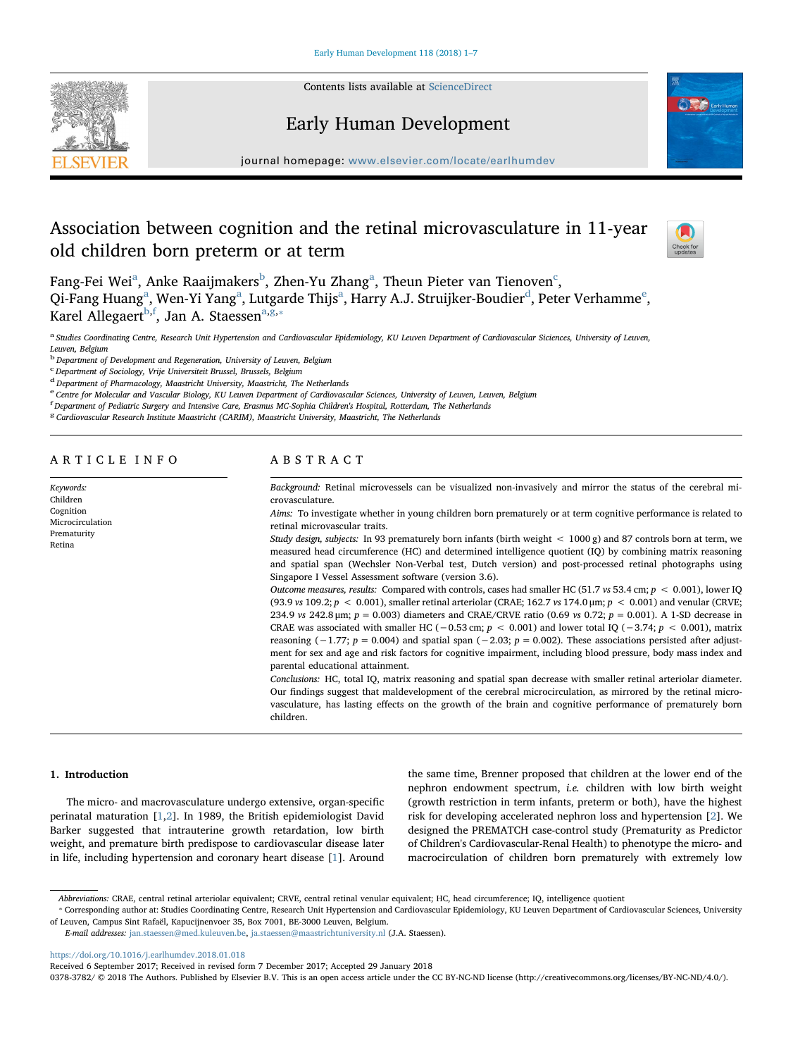# Association between cognition and the retinal microvasculature in 11-year old children born preterm or at term

Fang-Fei Wei[a], Anke Raaijmakers[b], Zhen-Yu Zhang[a], Theun Pieter van Tienoven[c], Qi-Fang Huang[a], Wen-Yi Yang[a], Lutgarde Thijs[a], Harry A.J. Struijker-Boudier[d], Peter Verhamme[e], Karel Allegaert[b,f], Jan A. Staessen[a,g,*]

[a] Studies Coordinating Centre, Research Unit Hypertension and Cardiovascular Epidemiology, KU Leuven Department of Cardiovascular Sciences, University of Leuven, Leuven, Belgium

[b] Department of Development and Regeneration, University of Leuven, Belgium

[c] Department of Sociology, Vrije Universiteit Brussel, Brussels, Belgium

[d] Department of Pharmacology, Maastricht University, Maastricht, The Netherlands

[e] Centre for Molecular and Vascular Biology, KU Leuven Department of Cardiovascular Sciences, University of Leuven, Leuven, Belgium

[f] Department of Pediatric Surgery and Intensive Care, Erasmus MC-Sophia Children's Hospital, Rotterdam, The Netherlands

[g] Cardiovascular Research Institute Maastricht (CARIM), Maastricht University, Maastricht, The Netherlands

## ARTICLE INFO

*Keywords:*
Children
Cognition
Microcirculation
Prematurity
Retina

## ABSTRACT

*Background:* Retinal microvessels can be visualized non-invasively and mirror the status of the cerebral microvasculature.

*Aims:* To investigate whether in young children born prematurely or at term cognitive performance is related to retinal microvascular traits.

*Study design, subjects:* In 93 prematurely born infants (birth weight < 1000 g) and 87 controls born at term, we measured head circumference (HC) and determined intelligence quotient (IQ) by combining matrix reasoning and spatial span (Wechsler Non-Verbal test, Dutch version) and post-processed retinal photographs using Singapore I Vessel Assessment software (version 3.6).

*Outcome measures, results:* Compared with controls, cases had smaller HC (51.7 *vs* 53.4 cm; $p < 0.001$), lower IQ (93.9 *vs* 109.2; $p < 0.001$), smaller retinal arteriolar (CRAE; 162.7 *vs* 174.0 μm; $p < 0.001$) and venular (CRVE; 234.9 *vs* 242.8 μm; $p = 0.003$) diameters and CRAE/CRVE ratio (0.69 *vs* 0.72; $p = 0.001$). A 1-SD decrease in CRAE was associated with smaller HC (−0.53 cm; $p < 0.001$) and lower total IQ (−3.74; $p < 0.001$), matrix reasoning (−1.77; $p = 0.004$) and spatial span (−2.03; $p = 0.002$). These associations persisted after adjustment for sex and age and risk factors for cognitive impairment, including blood pressure, body mass index and parental educational attainment.

*Conclusions:* HC, total IQ, matrix reasoning and spatial span decrease with smaller retinal arteriolar diameter. Our findings suggest that maldevelopment of the cerebral microcirculation, as mirrored by the retinal microvasculature, has lasting effects on the growth of the brain and cognitive performance of prematurely born children.

## 1. Introduction

The micro- and macrovasculature undergo extensive, organ-specific perinatal maturation [1,2]. In 1989, the British epidemiologist David Barker suggested that intrauterine growth retardation, low birth weight, and premature birth predispose to cardiovascular disease later in life, including hypertension and coronary heart disease [1]. Around the same time, Brenner proposed that children at the lower end of the nephron endowment spectrum, *i.e.* children with low birth weight (growth restriction in term infants, preterm or both), have the highest risk for developing accelerated nephron loss and hypertension [2]. We designed the PREMATCH case-control study (Prematurity as Predictor of Children's Cardiovascular-Renal Health) to phenotype the micro- and macrocirculation of children born prematurely with extremely low

---

*Abbreviations:* CRAE, central retinal arteriolar equivalent; CRVE, central retinal venular equivalent; HC, head circumference; IQ, intelligence quotient

\* Corresponding author at: Studies Coordinating Centre, Research Unit Hypertension and Cardiovascular Epidemiology, KU Leuven Department of Cardiovascular Sciences, University of Leuven, Campus Sint Rafaël, Kapucijnenvoer 35, Box 7001, BE-3000 Leuven, Belgium.

*E-mail addresses:* jan.staessen@med.kuleuven.be, ja.staessen@maastrichtuniversity.nl (J.A. Staessen).

https://doi.org/10.1016/j.earlhumdev.2018.01.018

Received 6 September 2017; Received in revised form 7 December 2017; Accepted 29 January 2018

0378-3782/ © 2018 The Authors. Published by Elsevier B.V. This is an open access article under the CC BY-NC-ND license (http://creativecommons.org/licenses/BY-NC-ND/4.0/).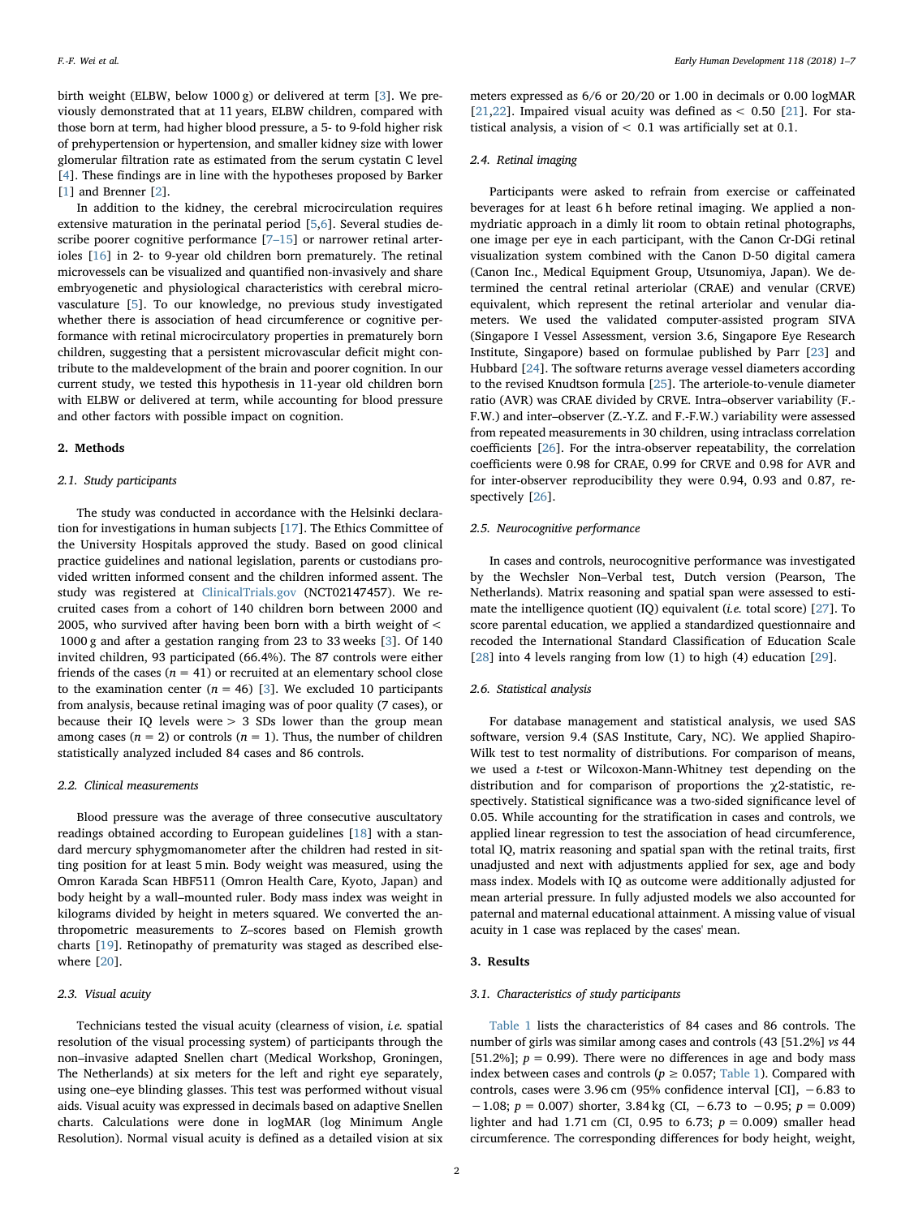birth weight (ELBW, below 1000 g) or delivered at term [3]. We previously demonstrated that at 11 years, ELBW children, compared with those born at term, had higher blood pressure, a 5- to 9-fold higher risk of prehypertension or hypertension, and smaller kidney size with lower glomerular filtration rate as estimated from the serum cystatin C level [4]. These findings are in line with the hypotheses proposed by Barker [1] and Brenner [2].

In addition to the kidney, the cerebral microcirculation requires extensive maturation in the perinatal period [5,6]. Several studies describe poorer cognitive performance [7–15] or narrower retinal arterioles [16] in 2- to 9-year old children born prematurely. The retinal microvessels can be visualized and quantified non-invasively and share embryogenetic and physiological characteristics with cerebral microvasculature [5]. To our knowledge, no previous study investigated whether there is association of head circumference or cognitive performance with retinal microcirculatory properties in prematurely born children, suggesting that a persistent microvascular deficit might contribute to the maldevelopment of the brain and poorer cognition. In our current study, we tested this hypothesis in 11-year old children born with ELBW or delivered at term, while accounting for blood pressure and other factors with possible impact on cognition.

## 2. Methods

### 2.1. Study participants

The study was conducted in accordance with the Helsinki declaration for investigations in human subjects [17]. The Ethics Committee of the University Hospitals approved the study. Based on good clinical practice guidelines and national legislation, parents or custodians provided written informed consent and the children informed assent. The study was registered at ClinicalTrials.gov (NCT02147457). We recruited cases from a cohort of 140 children born between 2000 and 2005, who survived after having been born with a birth weight of < 1000 g and after a gestation ranging from 23 to 33 weeks [3]. Of 140 invited children, 93 participated (66.4%). The 87 controls were either friends of the cases ($n = 41$) or recruited at an elementary school close to the examination center ($n = 46$) [3]. We excluded 10 participants from analysis, because retinal imaging was of poor quality (7 cases), or because their IQ levels were > 3 SDs lower than the group mean among cases ($n = 2$) or controls ($n = 1$). Thus, the number of children statistically analyzed included 84 cases and 86 controls.

### 2.2. Clinical measurements

Blood pressure was the average of three consecutive auscultatory readings obtained according to European guidelines [18] with a standard mercury sphygmomanometer after the children had rested in sitting position for at least 5 min. Body weight was measured, using the Omron Karada Scan HBF511 (Omron Health Care, Kyoto, Japan) and body height by a wall–mounted ruler. Body mass index was weight in kilograms divided by height in meters squared. We converted the anthropometric measurements to Z–scores based on Flemish growth charts [19]. Retinopathy of prematurity was staged as described elsewhere [20].

### 2.3. Visual acuity

Technicians tested the visual acuity (clearness of vision, *i.e.* spatial resolution of the visual processing system) of participants through the non–invasive adapted Snellen chart (Medical Workshop, Groningen, The Netherlands) at six meters for the left and right eye separately, using one–eye blinding glasses. This test was performed without visual aids. Visual acuity was expressed in decimals based on adaptive Snellen charts. Calculations were done in logMAR (log Minimum Angle Resolution). Normal visual acuity is defined as a detailed vision at six meters expressed as 6/6 or 20/20 or 1.00 in decimals or 0.00 logMAR [21,22]. Impaired visual acuity was defined as < 0.50 [21]. For statistical analysis, a vision of < 0.1 was artificially set at 0.1.

### 2.4. Retinal imaging

Participants were asked to refrain from exercise or caffeinated beverages for at least 6 h before retinal imaging. We applied a non-mydriatic approach in a dimly lit room to obtain retinal photographs, one image per eye in each participant, with the Canon Cr-DGi retinal visualization system combined with the Canon D-50 digital camera (Canon Inc., Medical Equipment Group, Utsunomiya, Japan). We determined the central retinal arteriolar (CRAE) and venular (CRVE) equivalent, which represent the retinal arteriolar and venular diameters. We used the validated computer-assisted program SIVA (Singapore I Vessel Assessment, version 3.6, Singapore Eye Research Institute, Singapore) based on formulae published by Parr [23] and Hubbard [24]. The software returns average vessel diameters according to the revised Knudtson formula [25]. The arteriole-to-venule diameter ratio (AVR) was CRAE divided by CRVE. Intra–observer variability (F.-F.W.) and inter–observer (Z.-Y.Z. and F.-F.W.) variability were assessed from repeated measurements in 30 children, using intraclass correlation coefficients [26]. For the intra-observer repeatability, the correlation coefficients were 0.98 for CRAE, 0.99 for CRVE and 0.98 for AVR and for inter-observer reproducibility they were 0.94, 0.93 and 0.87, respectively [26].

### 2.5. Neurocognitive performance

In cases and controls, neurocognitive performance was investigated by the Wechsler Non–Verbal test, Dutch version (Pearson, The Netherlands). Matrix reasoning and spatial span were assessed to estimate the intelligence quotient (IQ) equivalent (*i.e.* total score) [27]. To score parental education, we applied a standardized questionnaire and recoded the International Standard Classification of Education Scale [28] into 4 levels ranging from low (1) to high (4) education [29].

### 2.6. Statistical analysis

For database management and statistical analysis, we used SAS software, version 9.4 (SAS Institute, Cary, NC). We applied Shapiro-Wilk test to test normality of distributions. For comparison of means, we used a *t*-test or Wilcoxon-Mann-Whitney test depending on the distribution and for comparison of proportions the $\chi 2$-statistic, respectively. Statistical significance was a two-sided significance level of 0.05. While accounting for the stratification in cases and controls, we applied linear regression to test the association of head circumference, total IQ, matrix reasoning and spatial span with the retinal traits, first unadjusted and next with adjustments applied for sex, age and body mass index. Models with IQ as outcome were additionally adjusted for mean arterial pressure. In fully adjusted models we also accounted for paternal and maternal educational attainment. A missing value of visual acuity in 1 case was replaced by the cases' mean.

## 3. Results

### 3.1. Characteristics of study participants

Table 1 lists the characteristics of 84 cases and 86 controls. The number of girls was similar among cases and controls (43 [51.2%] *vs* 44 [51.2%]; $p = 0.99$). There were no differences in age and body mass index between cases and controls ($p \geq 0.057$; Table 1). Compared with controls, cases were 3.96 cm (95% confidence interval [CI], −6.83 to −1.08; $p = 0.007$) shorter, 3.84 kg (CI, −6.73 to −0.95; $p = 0.009$) lighter and had 1.71 cm (CI, 0.95 to 6.73; $p = 0.009$) smaller head circumference. The corresponding differences for body height, weight,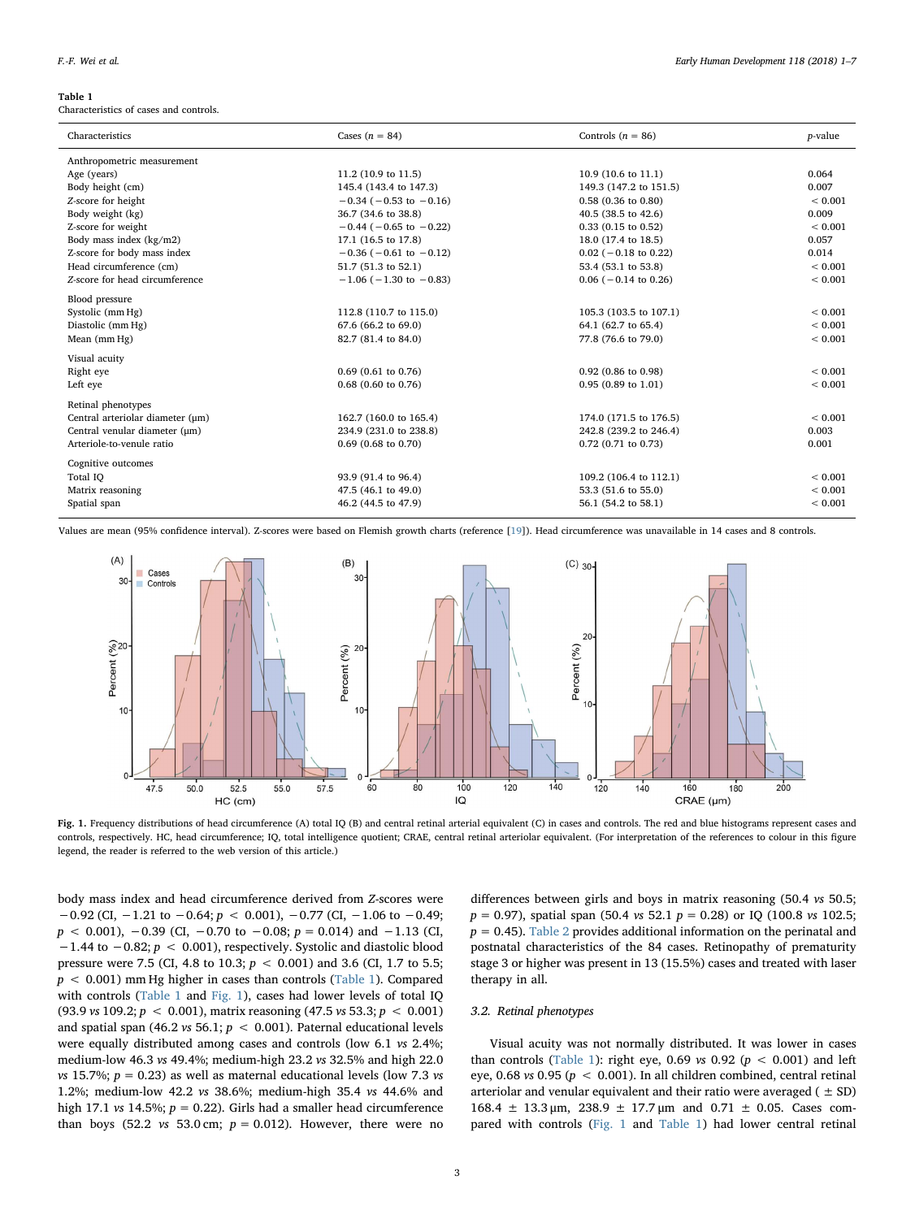**Table 1**
Characteristics of cases and controls.

| Characteristics | Cases ($n$ = 84) | Controls ($n$ = 86) | $p$-value |
|---|---|---|---|
| Anthropometric measurement | | | |
| Age (years) | 11.2 (10.9 to 11.5) | 10.9 (10.6 to 11.1) | 0.064 |
| Body height (cm) | 145.4 (143.4 to 147.3) | 149.3 (147.2 to 151.5) | 0.007 |
| Z-score for height | −0.34 (−0.53 to −0.16) | 0.58 (0.36 to 0.80) | < 0.001 |
| Body weight (kg) | 36.7 (34.6 to 38.8) | 40.5 (38.5 to 42.6) | 0.009 |
| Z-score for weight | −0.44 (−0.65 to −0.22) | 0.33 (0.15 to 0.52) | < 0.001 |
| Body mass index (kg/m2) | 17.1 (16.5 to 17.8) | 18.0 (17.4 to 18.5) | 0.057 |
| Z-score for body mass index | −0.36 (−0.61 to −0.12) | 0.02 (−0.18 to 0.22) | 0.014 |
| Head circumference (cm) | 51.7 (51.3 to 52.1) | 53.4 (53.1 to 53.8) | < 0.001 |
| Z-score for head circumference | −1.06 (−1.30 to −0.83) | 0.06 (−0.14 to 0.26) | < 0.001 |
| Blood pressure | | | |
| Systolic (mm Hg) | 112.8 (110.7 to 115.0) | 105.3 (103.5 to 107.1) | < 0.001 |
| Diastolic (mm Hg) | 67.6 (66.2 to 69.0) | 64.1 (62.7 to 65.4) | < 0.001 |
| Mean (mm Hg) | 82.7 (81.4 to 84.0) | 77.8 (76.6 to 79.0) | < 0.001 |
| Visual acuity | | | |
| Right eye | 0.69 (0.61 to 0.76) | 0.92 (0.86 to 0.98) | < 0.001 |
| Left eye | 0.68 (0.60 to 0.76) | 0.95 (0.89 to 1.01) | < 0.001 |
| Retinal phenotypes | | | |
| Central arteriolar diameter (μm) | 162.7 (160.0 to 165.4) | 174.0 (171.5 to 176.5) | < 0.001 |
| Central venular diameter (μm) | 234.9 (231.0 to 238.8) | 242.8 (239.2 to 246.4) | 0.003 |
| Arteriole-to-venule ratio | 0.69 (0.68 to 0.70) | 0.72 (0.71 to 0.73) | 0.001 |
| Cognitive outcomes | | | |
| Total IQ | 93.9 (91.4 to 96.4) | 109.2 (106.4 to 112.1) | < 0.001 |
| Matrix reasoning | 47.5 (46.1 to 49.0) | 53.3 (51.6 to 55.0) | < 0.001 |
| Spatial span | 46.2 (44.5 to 47.9) | 56.1 (54.2 to 58.1) | < 0.001 |

Values are mean (95% confidence interval). Z-scores were based on Flemish growth charts (reference [19]). Head circumference was unavailable in 14 cases and 8 controls.

**Fig. 1.** Frequency distributions of head circumference (A) total IQ (B) and central retinal arterial equivalent (C) in cases and controls. The red and blue histograms represent cases and controls, respectively. HC, head circumference; IQ, total intelligence quotient; CRAE, central retinal arteriolar equivalent. (For interpretation of the references to colour in this figure legend, the reader is referred to the web version of this article.)

body mass index and head circumference derived from Z-scores were −0.92 (CI, −1.21 to −0.64; $p < 0.001$), −0.77 (CI, −1.06 to −0.49; $p < 0.001$), −0.39 (CI, −0.70 to −0.08; $p = 0.014$) and −1.13 (CI, −1.44 to −0.82; $p < 0.001$), respectively. Systolic and diastolic blood pressure were 7.5 (CI, 4.8 to 10.3; $p < 0.001$) and 3.6 (CI, 1.7 to 5.5; $p < 0.001$) mm Hg higher in cases than controls (Table 1). Compared with controls (Table 1 and Fig. 1), cases had lower levels of total IQ (93.9 *vs* 109.2; $p < 0.001$), matrix reasoning (47.5 *vs* 53.3; $p < 0.001$) and spatial span (46.2 *vs* 56.1; $p < 0.001$). Paternal educational levels were equally distributed among cases and controls (low 6.1 *vs* 2.4%; medium-low 46.3 *vs* 49.4%; medium-high 23.2 *vs* 32.5% and high 22.0 *vs* 15.7%; $p = 0.23$) as well as maternal educational levels (low 7.3 *vs* 1.2%; medium-low 42.2 *vs* 38.6%; medium-high 35.4 *vs* 44.6% and high 17.1 *vs* 14.5%; $p = 0.22$). Girls had a smaller head circumference than boys (52.2 *vs* 53.0 cm; $p = 0.012$). However, there were no differences between girls and boys in matrix reasoning (50.4 *vs* 50.5; $p = 0.97$), spatial span (50.4 *vs* 52.1 $p = 0.28$) or IQ (100.8 *vs* 102.5; $p = 0.45$). Table 2 provides additional information on the perinatal and postnatal characteristics of the 84 cases. Retinopathy of prematurity stage 3 or higher was present in 13 (15.5%) cases and treated with laser therapy in all.

### 3.2. Retinal phenotypes

Visual acuity was not normally distributed. It was lower in cases than controls (Table 1): right eye, 0.69 *vs* 0.92 ($p < 0.001$) and left eye, 0.68 *vs* 0.95 ($p < 0.001$). In all children combined, central retinal arteriolar and venular equivalent and their ratio were averaged (± SD) 168.4 ± 13.3 μm, 238.9 ± 17.7 μm and 0.71 ± 0.05. Cases compared with controls (Fig. 1 and Table 1) had lower central retinal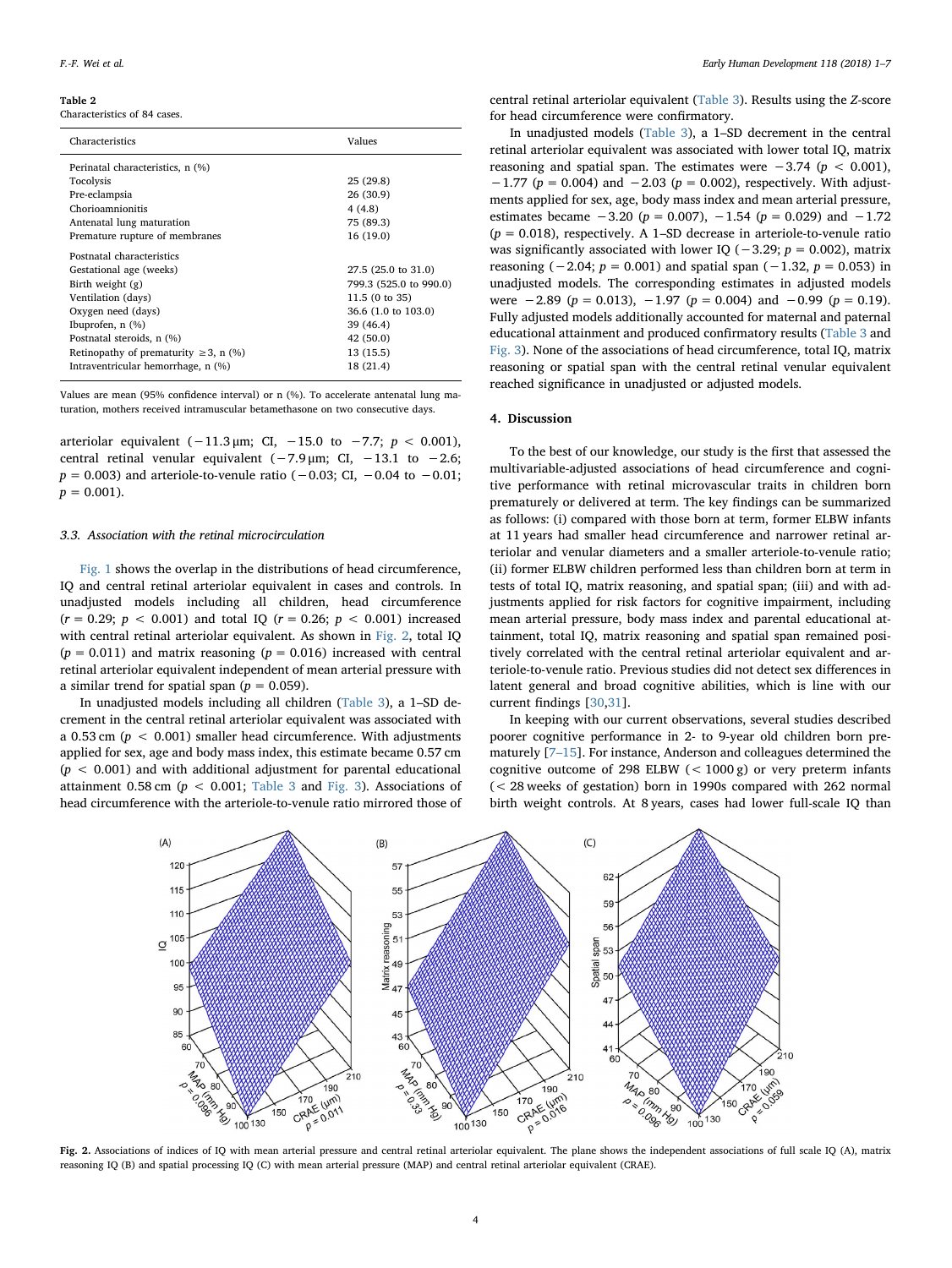**Table 2**
Characteristics of 84 cases.

| Characteristics | Values |
|---|---|
| Perinatal characteristics, n (%) | |
| Tocolysis | 25 (29.8) |
| Pre-eclampsia | 26 (30.9) |
| Chorioamnionitis | 4 (4.8) |
| Antenatal lung maturation | 75 (89.3) |
| Premature rupture of membranes | 16 (19.0) |
| Postnatal characteristics | |
| Gestational age (weeks) | 27.5 (25.0 to 31.0) |
| Birth weight (g) | 799.3 (525.0 to 990.0) |
| Ventilation (days) | 11.5 (0 to 35) |
| Oxygen need (days) | 36.6 (1.0 to 103.0) |
| Ibuprofen, n (%) | 39 (46.4) |
| Postnatal steroids, n (%) | 42 (50.0) |
| Retinopathy of prematurity ≥3, n (%) | 13 (15.5) |
| Intraventricular hemorrhage, n (%) | 18 (21.4) |

Values are mean (95% confidence interval) or n (%). To accelerate antenatal lung maturation, mothers received intramuscular betamethasone on two consecutive days.

arteriolar equivalent (−11.3 μm; CI, −15.0 to −7.7; $p < 0.001$), central retinal venular equivalent (−7.9 μm; CI, −13.1 to −2.6; $p = 0.003$) and arteriole-to-venule ratio (−0.03; CI, −0.04 to −0.01; $p = 0.001$).

### 3.3. Association with the retinal microcirculation

Fig. 1 shows the overlap in the distributions of head circumference, IQ and central retinal arteriolar equivalent in cases and controls. In unadjusted models including all children, head circumference ($r = 0.29$; $p < 0.001$) and total IQ ($r = 0.26$; $p < 0.001$) increased with central retinal arteriolar equivalent. As shown in Fig. 2, total IQ ($p = 0.011$) and matrix reasoning ($p = 0.016$) increased with central retinal arteriolar equivalent independent of mean arterial pressure with a similar trend for spatial span ($p = 0.059$).

In unadjusted models including all children (Table 3), a 1–SD decrement in the central retinal arteriolar equivalent was associated with a 0.53 cm ($p < 0.001$) smaller head circumference. With adjustments applied for sex, age and body mass index, this estimate became 0.57 cm ($p < 0.001$) and with additional adjustment for parental educational attainment 0.58 cm ($p < 0.001$; Table 3 and Fig. 3). Associations of head circumference with the arteriole-to-venule ratio mirrored those of central retinal arteriolar equivalent (Table 3). Results using the Z-score for head circumference were confirmatory.

In unadjusted models (Table 3), a 1–SD decrement in the central retinal arteriolar equivalent was associated with lower total IQ, matrix reasoning and spatial span. The estimates were −3.74 ($p < 0.001$), −1.77 ($p = 0.004$) and −2.03 ($p = 0.002$), respectively. With adjustments applied for sex, age, body mass index and mean arterial pressure, estimates became −3.20 ($p = 0.007$), −1.54 ($p = 0.029$) and −1.72 ($p = 0.018$), respectively. A 1–SD decrease in arteriole-to-venule ratio was significantly associated with lower IQ (−3.29; $p = 0.002$), matrix reasoning (−2.04; $p = 0.001$) and spatial span (−1.32, $p = 0.053$) in unadjusted models. The corresponding estimates in adjusted models were −2.89 ($p = 0.013$), −1.97 ($p = 0.004$) and −0.99 ($p = 0.19$). Fully adjusted models additionally accounted for maternal and paternal educational attainment and produced confirmatory results (Table 3 and Fig. 3). None of the associations of head circumference, total IQ, matrix reasoning or spatial span with the central retinal venular equivalent reached significance in unadjusted or adjusted models.

## 4. Discussion

To the best of our knowledge, our study is the first that assessed the multivariable-adjusted associations of head circumference and cognitive performance with retinal microvascular traits in children born prematurely or delivered at term. The key findings can be summarized as follows: (i) compared with those born at term, former ELBW infants at 11 years had smaller head circumference and narrower retinal arteriolar and venular diameters and a smaller arteriole-to-venule ratio; (ii) former ELBW children performed less than children born at term in tests of total IQ, matrix reasoning, and spatial span; (iii) and with adjustments applied for risk factors for cognitive impairment, including mean arterial pressure, body mass index and parental educational attainment, total IQ, matrix reasoning and spatial span remained positively correlated with the central retinal arteriolar equivalent and arteriole-to-venule ratio. Previous studies did not detect sex differences in latent general and broad cognitive abilities, which is line with our current findings [30,31].

In keeping with our current observations, several studies described poorer cognitive performance in 2- to 9-year old children born prematurely [7–15]. For instance, Anderson and colleagues determined the cognitive outcome of 298 ELBW (< 1000 g) or very preterm infants (< 28 weeks of gestation) born in 1990s compared with 262 normal birth weight controls. At 8 years, cases had lower full-scale IQ than

**Fig. 2.** Associations of indices of IQ with mean arterial pressure and central retinal arteriolar equivalent. The plane shows the independent associations of full scale IQ (A), matrix reasoning IQ (B) and spatial processing IQ (C) with mean arterial pressure (MAP) and central retinal arteriolar equivalent (CRAE).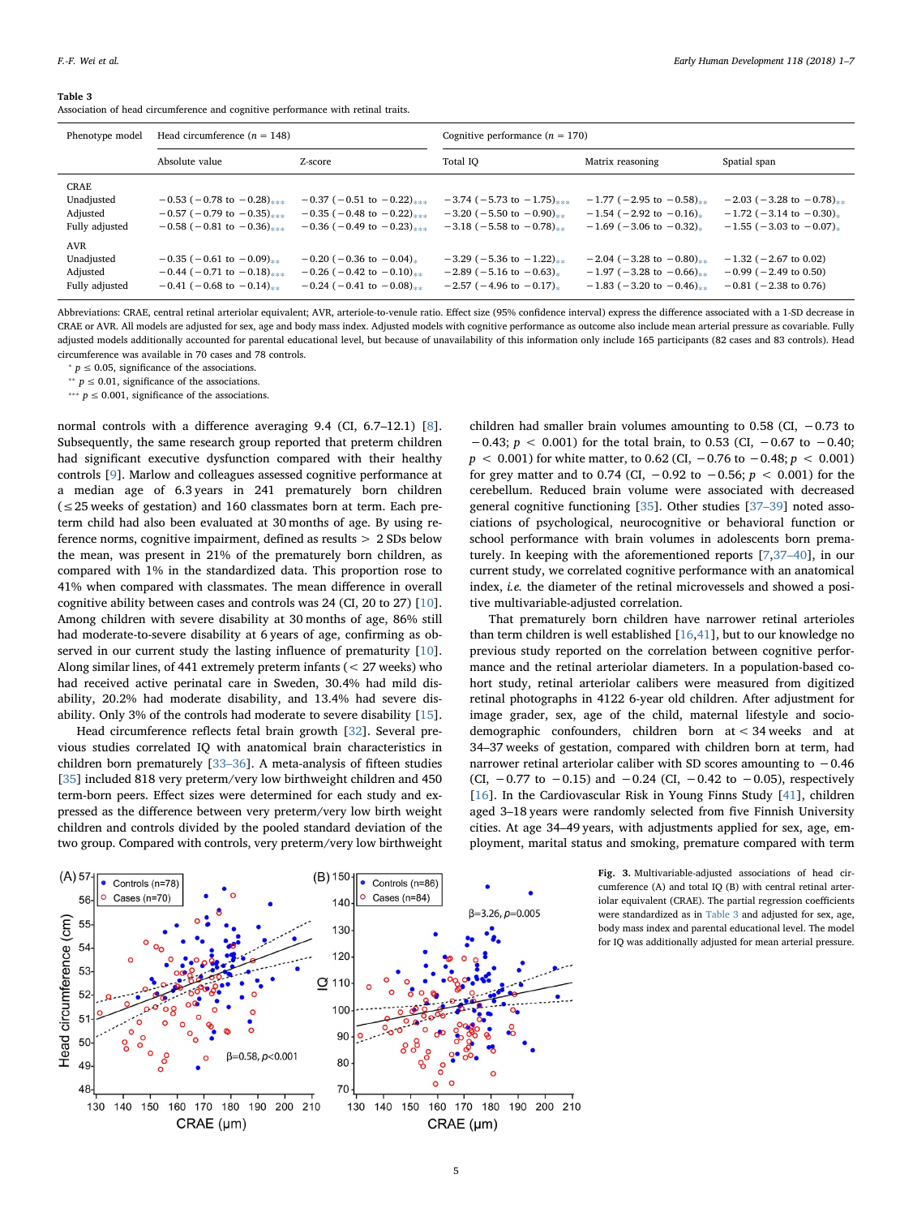**Table 3**
Association of head circumference and cognitive performance with retinal traits.

| Phenotype model | Head circumference ($n$ = 148) | | Cognitive performance ($n$ = 170) | | |
|---|---|---|---|---|---|
| | Absolute value | Z-score | Total IQ | Matrix reasoning | Spatial span |
| CRAE | | | | | |
| Unadjusted | −0.53 (−0.78 to −0.28)*** | −0.37 (−0.51 to −0.22)*** | −3.74 (−5.73 to −1.75)*** | −1.77 (−2.95 to −0.58)** | −2.03 (−3.28 to −0.78)** |
| Adjusted | −0.57 (−0.79 to −0.35)*** | −0.35 (−0.48 to −0.22)*** | −3.20 (−5.50 to −0.90)** | −1.54 (−2.92 to −0.16)* | −1.72 (−3.14 to −0.30)* |
| Fully adjusted | −0.58 (−0.81 to −0.36)*** | −0.36 (−0.49 to −0.23)*** | −3.18 (−5.58 to −0.78)** | −1.69 (−3.06 to −0.32)* | −1.55 (−3.03 to −0.07)* |
| AVR | | | | | |
| Unadjusted | −0.35 (−0.61 to −0.09)** | −0.20 (−0.36 to −0.04)* | −3.29 (−5.36 to −1.22)** | −2.04 (−3.28 to −0.80)** | −1.32 (−2.67 to 0.02) |
| Adjusted | −0.44 (−0.71 to −0.18)*** | −0.26 (−0.42 to −0.10)** | −2.89 (−5.16 to −0.63)* | −1.97 (−3.28 to −0.66)** | −0.99 (−2.49 to 0.50) |
| Fully adjusted | −0.41 (−0.68 to −0.14)** | −0.24 (−0.41 to −0.08)** | −2.57 (−4.96 to −0.17)* | −1.83 (−3.20 to −0.46)** | −0.81 (−2.38 to 0.76) |

Abbreviations: CRAE, central retinal arteriolar equivalent; AVR, arteriole-to-venule ratio. Effect size (95% confidence interval) express the difference associated with a 1-SD decrease in CRAE or AVR. All models are adjusted for sex, age and body mass index. Adjusted models with cognitive performance as outcome also include mean arterial pressure as covariable. Fully adjusted models additionally accounted for parental educational level, but because of unavailability of this information only include 165 participants (82 cases and 83 controls). Head circumference was available in 70 cases and 78 controls.

\* $p \leq 0.05$, significance of the associations.

\*\* $p \leq 0.01$, significance of the associations.

\*\*\* $p \leq 0.001$, significance of the associations.

normal controls with a difference averaging 9.4 (CI, 6.7–12.1) [8]. Subsequently, the same research group reported that preterm children had significant executive dysfunction compared with their healthy controls [9]. Marlow and colleagues assessed cognitive performance at a median age of 6.3 years in 241 prematurely born children (≤25 weeks of gestation) and 160 classmates born at term. Each preterm child had also been evaluated at 30 months of age. By using reference norms, cognitive impairment, defined as results > 2 SDs below the mean, was present in 21% of the prematurely born children, as compared with 1% in the standardized data. This proportion rose to 41% when compared with classmates. The mean difference in overall cognitive ability between cases and controls was 24 (CI, 20 to 27) [10]. Among children with severe disability at 30 months of age, 86% still had moderate-to-severe disability at 6 years of age, confirming as observed in our current study the lasting influence of prematurity [10]. Along similar lines, of 441 extremely preterm infants (< 27 weeks) who had received active perinatal care in Sweden, 30.4% had mild disability, 20.2% had moderate disability, and 13.4% had severe disability. Only 3% of the controls had moderate to severe disability [15].

Head circumference reflects fetal brain growth [32]. Several previous studies correlated IQ with anatomical brain characteristics in children born prematurely [33–36]. A meta-analysis of fifteen studies [35] included 818 very preterm/very low birthweight children and 450 term-born peers. Effect sizes were determined for each study and expressed as the difference between very preterm/very low birth weight children and controls divided by the pooled standard deviation of the two group. Compared with controls, very preterm/very low birthweight children had smaller brain volumes amounting to 0.58 (CI, −0.73 to −0.43; $p$ < 0.001) for the total brain, to 0.53 (CI, −0.67 to −0.40; $p$ < 0.001) for white matter, to 0.62 (CI, −0.76 to −0.48; $p$ < 0.001) for grey matter and to 0.74 (CI, −0.92 to −0.56; $p$ < 0.001) for the cerebellum. Reduced brain volume were associated with decreased general cognitive functioning [35]. Other studies [37–39] noted associations of psychological, neurocognitive or behavioral function or school performance with brain volumes in adolescents born prematurely. In keeping with the aforementioned reports [7,37–40], in our current study, we correlated cognitive performance with an anatomical index, *i.e.* the diameter of the retinal microvessels and showed a positive multivariable-adjusted correlation.

That prematurely born children have narrower retinal arterioles than term children is well established [16,41], but to our knowledge no previous study reported on the correlation between cognitive performance and the retinal arteriolar diameters. In a population-based cohort study, retinal arteriolar calibers were measured from digitized retinal photographs in 4122 6-year old children. After adjustment for image grader, sex, age of the child, maternal lifestyle and sociodemographic confounders, children born at < 34 weeks and at 34–37 weeks of gestation, compared with children born at term, had narrower retinal arteriolar caliber with SD scores amounting to −0.46 (CI, −0.77 to −0.15) and −0.24 (CI, −0.42 to −0.05), respectively [16]. In the Cardiovascular Risk in Young Finns Study [41], children aged 3–18 years were randomly selected from five Finnish University cities. At age 34–49 years, with adjustments applied for sex, age, employment, marital status and smoking, premature compared with term

**Fig. 3.** Multivariable-adjusted associations of head circumference (A) and total IQ (B) with central retinal arteriolar equivalent (CRAE). The partial regression coefficients were standardized as in Table 3 and adjusted for sex, age, body mass index and parental educational level. The model for IQ was additionally adjusted for mean arterial pressure.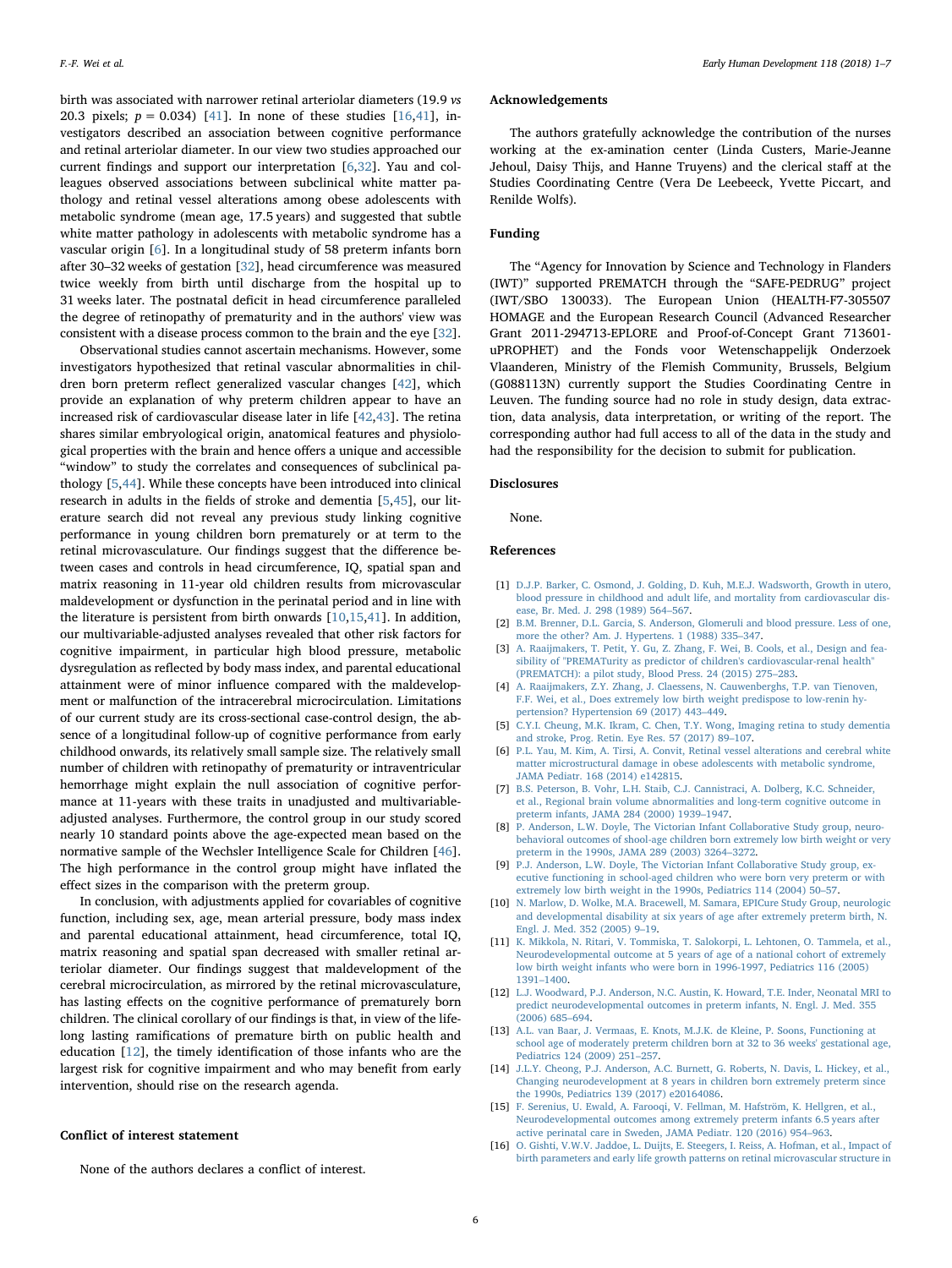birth was associated with narrower retinal arteriolar diameters (19.9 *vs* 20.3 pixels; $p = 0.034$) [41]. In none of these studies [16,41], investigators described an association between cognitive performance and retinal arteriolar diameter. In our view two studies approached our current findings and support our interpretation [6,32]. Yau and colleagues observed associations between subclinical white matter pathology and retinal vessel alterations among obese adolescents with metabolic syndrome (mean age, 17.5 years) and suggested that subtle white matter pathology in adolescents with metabolic syndrome has a vascular origin [6]. In a longitudinal study of 58 preterm infants born after 30–32 weeks of gestation [32], head circumference was measured twice weekly from birth until discharge from the hospital up to 31 weeks later. The postnatal deficit in head circumference paralleled the degree of retinopathy of prematurity and in the authors' view was consistent with a disease process common to the brain and the eye [32].

Observational studies cannot ascertain mechanisms. However, some investigators hypothesized that retinal vascular abnormalities in children born preterm reflect generalized vascular changes [42], which provide an explanation of why preterm children appear to have an increased risk of cardiovascular disease later in life [42,43]. The retina shares similar embryological origin, anatomical features and physiological properties with the brain and hence offers a unique and accessible "window" to study the correlates and consequences of subclinical pathology [5,44]. While these concepts have been introduced into clinical research in adults in the fields of stroke and dementia [5,45], our literature search did not reveal any previous study linking cognitive performance in young children born prematurely or at term to the retinal microvasculature. Our findings suggest that the difference between cases and controls in head circumference, IQ, spatial span and matrix reasoning in 11-year old children results from microvascular maldevelopment or dysfunction in the perinatal period and in line with the literature is persistent from birth onwards [10,15,41]. In addition, our multivariable-adjusted analyses revealed that other risk factors for cognitive impairment, in particular high blood pressure, metabolic dysregulation as reflected by body mass index, and parental educational attainment were of minor influence compared with the maldevelopment or malfunction of the intracerebral microcirculation. Limitations of our current study are its cross-sectional case-control design, the absence of a longitudinal follow-up of cognitive performance from early childhood onwards, its relatively small sample size. The relatively small number of children with retinopathy of prematurity or intraventricular hemorrhage might explain the null association of cognitive performance at 11-years with these traits in unadjusted and multivariable-adjusted analyses. Furthermore, the control group in our study scored nearly 10 standard points above the age-expected mean based on the normative sample of the Wechsler Intelligence Scale for Children [46]. The high performance in the control group might have inflated the effect sizes in the comparison with the preterm group.

In conclusion, with adjustments applied for covariables of cognitive function, including sex, age, mean arterial pressure, body mass index and parental educational attainment, head circumference, total IQ, matrix reasoning and spatial span decreased with smaller retinal arteriolar diameter. Our findings suggest that maldevelopment of the cerebral microcirculation, as mirrored by the retinal microvasculature, has lasting effects on the cognitive performance of prematurely born children. The clinical corollary of our findings is that, in view of the lifelong lasting ramifications of premature birth on public health and education [12], the timely identification of those infants who are the largest risk for cognitive impairment and who may benefit from early intervention, should rise on the research agenda.

## Conflict of interest statement

None of the authors declares a conflict of interest.

## Acknowledgements

The authors gratefully acknowledge the contribution of the nurses working at the ex-amination center (Linda Custers, Marie-Jeanne Jehoul, Daisy Thijs, and Hanne Truyens) and the clerical staff at the Studies Coordinating Centre (Vera De Leebeeck, Yvette Piccart, and Renilde Wolfs).

## Funding

The "Agency for Innovation by Science and Technology in Flanders (IWT)" supported PREMATCH through the "SAFE-PEDRUG" project (IWT/SBO 130033). The European Union (HEALTH-F7-305507 HOMAGE and the European Research Council (Advanced Researcher Grant 2011-294713-EPLORE and Proof-of-Concept Grant 713601-uPROPHET) and the Fonds voor Wetenschappelijk Onderzoek Vlaanderen, Ministry of the Flemish Community, Brussels, Belgium (G088113N) currently support the Studies Coordinating Centre in Leuven. The funding source had no role in study design, data extraction, data analysis, data interpretation, or writing of the report. The corresponding author had full access to all of the data in the study and had the responsibility for the decision to submit for publication.

## Disclosures

None.

## References

[1] D.J.P. Barker, C. Osmond, J. Golding, D. Kuh, M.E.J. Wadsworth, Growth in utero, blood pressure in childhood and adult life, and mortality from cardiovascular disease, Br. Med. J. 298 (1989) 564–567.

[2] B.M. Brenner, D.L. Garcia, S. Anderson, Glomeruli and blood pressure. Less of one, more the other? Am. J. Hypertens. 1 (1988) 335–347.

[3] A. Raaijmakers, T. Petit, Y. Gu, Z. Zhang, F. Wei, B. Cools, et al., Design and feasibility of "PREMATurity as predictor of children's cardiovascular-renal health" (PREMATCH): a pilot study, Blood Press. 24 (2015) 275–283.

[4] A. Raaijmakers, Z.Y. Zhang, J. Claessens, N. Cauwenberghs, T.P. van Tienoven, F.F. Wei, et al., Does extremely low birth weight predispose to low-renin hypertension? Hypertension 69 (2017) 443–449.

[5] C.Y.I. Cheung, M.K. Ikram, C. Chen, T.Y. Wong, Imaging retina to study dementia and stroke, Prog. Retin. Eye Res. 57 (2017) 89–107.

[6] P.L. Yau, M. Kim, A. Tirsi, A. Convit, Retinal vessel alterations and cerebral white matter microstructural damage in obese adolescents with metabolic syndrome, JAMA Pediatr. 168 (2014) e142815.

[7] B.S. Peterson, B. Vohr, L.H. Staib, C.J. Cannistraci, A. Dolberg, K.C. Schneider, et al., Regional brain volume abnormalities and long-term cognitive outcome in preterm infants, JAMA 284 (2000) 1939–1947.

[8] P. Anderson, L.W. Doyle, The Victorian Infant Collaborative Study group, neurobehavioral outcomes of shool-age children born extremely low birth weight or very preterm in the 1990s, JAMA 289 (2003) 3264–3272.

[9] P.J. Anderson, L.W. Doyle, The Victorian Infant Collaborative Study group, executive functioning in school-aged children who were born very preterm or with extremely low birth weight in the 1990s, Pediatrics 114 (2004) 50–57.

[10] N. Marlow, D. Wolke, M.A. Bracewell, M. Samara, EPICure Study Group, neurologic and developmental disability at six years of age after extremely preterm birth, N. Engl. J. Med. 352 (2005) 9–19.

[11] K. Mikkola, N. Ritari, V. Tommiska, T. Salokorpi, L. Lehtonen, O. Tammela, et al., Neurodevelopmental outcome at 5 years of age of a national cohort of extremely low birth weight infants who were born in 1996-1997, Pediatrics 116 (2005) 1391–1400.

[12] L.J. Woodward, P.J. Anderson, N.C. Austin, K. Howard, T.E. Inder, Neonatal MRI to predict neurodevelopmental outcomes in preterm infants, N. Engl. J. Med. 355 (2006) 685–694.

[13] A.L. van Baar, J. Vermaas, E. Knots, M.J.K. de Kleine, P. Soons, Functioning at school age of moderately preterm children born at 32 to 36 weeks' gestational age, Pediatrics 124 (2009) 251–257.

[14] J.L.Y. Cheong, P.J. Anderson, A.C. Burnett, G. Roberts, N. Davis, L. Hickey, et al., Changing neurodevelopment at 8 years in children born extremely preterm since the 1990s, Pediatrics 139 (2017) e20164086.

[15] F. Serenius, U. Ewald, A. Farooqi, V. Fellman, M. Hafström, K. Hellgren, et al., Neurodevelopmental outcomes among extremely preterm infants 6.5 years after active perinatal care in Sweden, JAMA Pediatr. 120 (2016) 954–963.

[16] O. Gishti, V.W.V. Jaddoe, L. Duijts, E. Steegers, I. Reiss, A. Hofman, et al., Impact of birth parameters and early life growth patterns on retinal microvascular structure in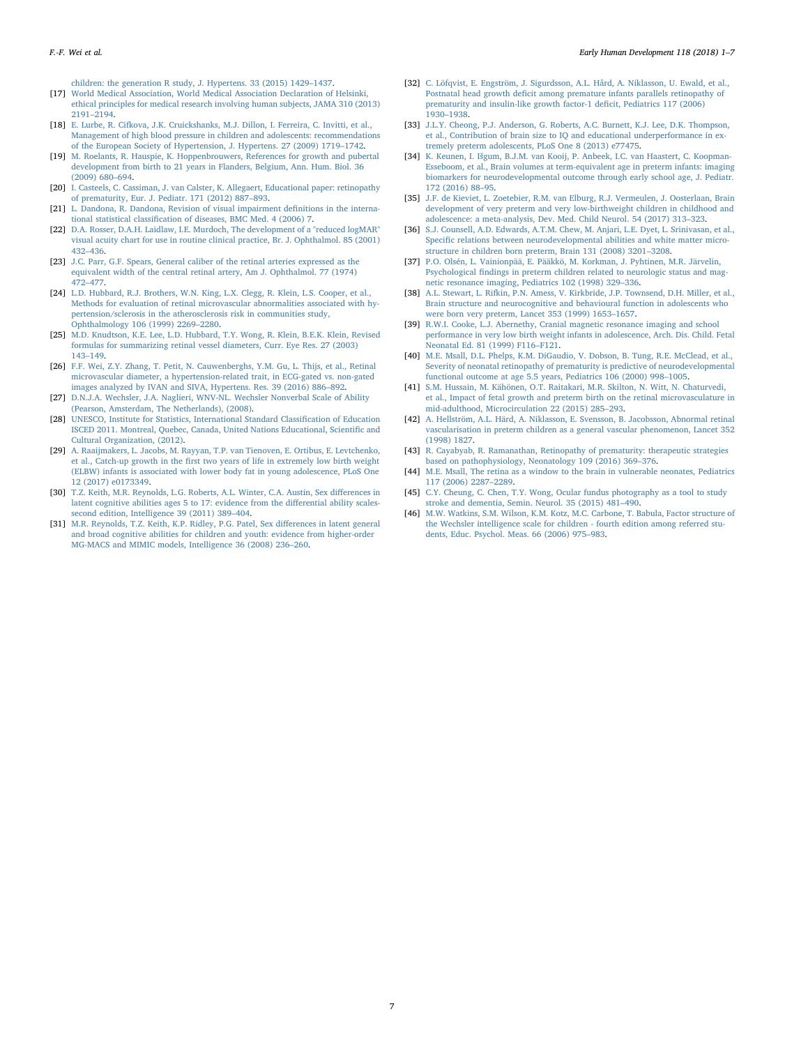children: the generation R study, J. Hypertens. 33 (2015) 1429–1437.

[17] World Medical Association, World Medical Association Declaration of Helsinki, ethical principles for medical research involving human subjects, JAMA 310 (2013) 2191–2194.

[18] E. Lurbe, R. Cifkova, J.K. Cruickshanks, M.J. Dillon, I. Ferreira, C. Invitti, et al., Management of high blood pressure in children and adolescents: recommendations of the European Society of Hypertension, J. Hypertens. 27 (2009) 1719–1742.

[19] M. Roelants, R. Hauspie, K. Hoppenbrouwers, References for growth and pubertal development from birth to 21 years in Flanders, Belgium, Ann. Hum. Biol. 36 (2009) 680–694.

[20] I. Casteels, C. Cassiman, J. van Calster, K. Allegaert, Educational paper: retinopathy of prematurity, Eur. J. Pediatr. 171 (2012) 887–893.

[21] L. Dandona, R. Dandona, Revision of visual impairment definitions in the international statistical classification of diseases, BMC Med. 4 (2006) 7.

[22] D.A. Rosser, D.A.H. Laidlaw, I.E. Murdoch, The development of a "reduced logMAR" visual acuity chart for use in routine clinical practice, Br. J. Ophthalmol. 85 (2001) 432–436.

[23] J.C. Parr, G.F. Spears, General caliber of the retinal arteries expressed as the equivalent width of the central retinal artery, Am J. Ophthalmol. 77 (1974) 472–477.

[24] L.D. Hubbard, R.J. Brothers, W.N. King, L.X. Clegg, R. Klein, L.S. Cooper, et al., Methods for evaluation of retinal microvascular abnormalities associated with hypertension/sclerosis in the atherosclerosis risk in communities study, Ophthalmology 106 (1999) 2269–2280.

[25] M.D. Knudtson, K.E. Lee, L.D. Hubbard, T.Y. Wong, R. Klein, B.E.K. Klein, Revised formulas for summarizing retinal vessel diameters, Curr. Eye Res. 27 (2003) 143–149.

[26] F.F. Wei, Z.Y. Zhang, T. Petit, N. Cauwenberghs, Y.M. Gu, L. Thijs, et al., Retinal microvascular diameter, a hypertension-related trait, in ECG-gated vs. non-gated images analyzed by IVAN and SIVA, Hypertens. Res. 39 (2016) 886–892.

[27] D.N.J.A. Wechsler, J.A. Naglieri, WNV-NL. Wechsler Nonverbal Scale of Ability (Pearson, Amsterdam, The Netherlands), (2008).

[28] UNESCO, Institute for Statistics, International Standard Classification of Education ISCED 2011. Montreal, Quebec, Canada, United Nations Educational, Scientific and Cultural Organization, (2012).

[29] A. Raaijmakers, L. Jacobs, M. Rayyan, T.P. van Tienoven, E. Ortibus, E. Levtchenko, et al., Catch-up growth in the first two years of life in extremely low birth weight (ELBW) infants is associated with lower body fat in young adolescence, PLoS One 12 (2017) e0173349.

[30] T.Z. Keith, M.R. Reynolds, L.G. Roberts, A.L. Winter, C.A. Austin, Sex differences in latent cognitive abilities ages 5 to 17: evidence from the differential ability scales-second edition, Intelligence 39 (2011) 389–404.

[31] M.R. Reynolds, T.Z. Keith, K.P. Ridley, P.G. Patel, Sex differences in latent general and broad cognitive abilities for children and youth: evidence from higher-order MG-MACS and MIMIC models, Intelligence 36 (2008) 236–260.

[32] C. Löfqvist, E. Engström, J. Sigurdsson, A.L. Hård, A. Niklasson, U. Ewald, et al., Postnatal head growth deficit among premature infants parallels retinopathy of prematurity and insulin-like growth factor-1 deficit, Pediatrics 117 (2006) 1930–1938.

[33] J.L.Y. Cheong, P.J. Anderson, G. Roberts, A.C. Burnett, K.J. Lee, D.K. Thompson, et al., Contribution of brain size to IQ and educational underperformance in extremely preterm adolescents, PLoS One 8 (2013) e77475.

[34] K. Keunen, I. Išgum, B.J.M. van Kooij, P. Anbeek, I.C. van Haastert, C. Koopman-Esseboom, et al., Brain volumes at term-equivalent age in preterm infants: imaging biomarkers for neurodevelopmental outcome through early school age, J. Pediatr. 172 (2016) 88–95.

[35] J.F. de Kieviet, L. Zoetebier, R.M. van Elburg, R.J. Vermeulen, J. Oosterlaan, Brain development of very preterm and very low-birthweight children in childhood and adolescence: a meta-analysis, Dev. Med. Child Neurol. 54 (2017) 313–323.

[36] S.J. Counsell, A.D. Edwards, A.T.M. Chew, M. Anjari, L.E. Dyet, L. Srinivasan, et al., Specific relations between neurodevelopmental abilities and white matter microstructure in children born preterm, Brain 131 (2008) 3201–3208.

[37] P.O. Olsén, L. Vainionpää, E. Pääkkö, M. Korkman, J. Pyhtinen, M.R. Järvelin, Psychological findings in preterm children related to neurologic status and magnetic resonance imaging, Pediatrics 102 (1998) 329–336.

[38] A.L. Stewart, L. Rifkin, P.N. Amess, V. Kirkbride, J.P. Townsend, D.H. Miller, et al., Brain structure and neurocognitive and behavioural function in adolescents who were born very preterm, Lancet 353 (1999) 1653–1657.

[39] R.W.I. Cooke, L.J. Abernethy, Cranial magnetic resonance imaging and school performance in very low birth weight infants in adolescence, Arch. Dis. Child. Fetal Neonatal Ed. 81 (1999) F116–F121.

[40] M.E. Msall, D.L. Phelps, K.M. DiGaudio, V. Dobson, B. Tung, R.E. McClead, et al., Severity of neonatal retinopathy of prematurity is predictive of neurodevelopmental functional outcome at age 5.5 years, Pediatrics 106 (2000) 998–1005.

[41] S.M. Hussain, M. Kähönen, O.T. Raitakari, M.R. Skilton, N. Witt, N. Chaturvedi, et al., Impact of fetal growth and preterm birth on the retinal microvasculature in mid-adulthood, Microcirculation 22 (2015) 285–293.

[42] A. Hellström, A.L. Hård, A. Niklasson, E. Svensson, B. Jacobsson, Abnormal retinal vascularisation in preterm children as a general vascular phenomenon, Lancet 352 (1998) 1827.

[43] R. Cayabyab, R. Ramanathan, Retinopathy of prematurity: therapeutic strategies based on pathophysiology, Neonatology 109 (2016) 369–376.

[44] M.E. Msall, The retina as a window to the brain in vulnerable neonates, Pediatrics 117 (2006) 2287–2289.

[45] C.Y. Cheung, C. Chen, T.Y. Wong, Ocular fundus photography as a tool to study stroke and dementia, Semin. Neurol. 35 (2015) 481–490.

[46] M.W. Watkins, S.M. Wilson, K.M. Kotz, M.C. Carbone, T. Babula, Factor structure of the Wechsler intelligence scale for children - fourth edition among referred students, Educ. Psychol. Meas. 66 (2006) 975–983.